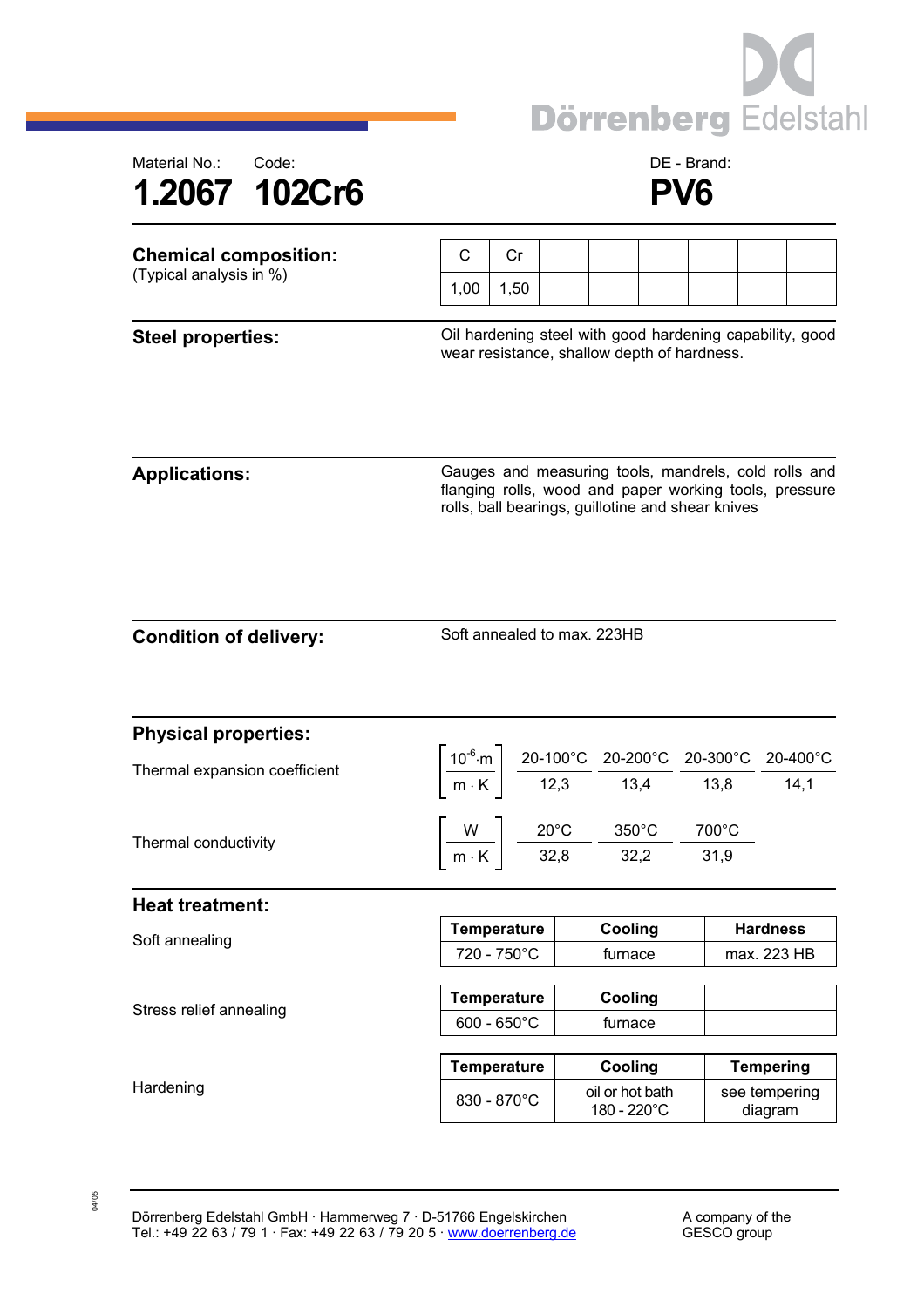Dörrenberg Edelstahl

Material No.: 1.2067

Code: 102Cr6

DE - Brand: PV6

# 1.2067 102Cr6 PV6

## Chemical composition:

(Typical analysis in %)

| C | Cr |
|---|---|
| 1,00 | 1,50 |

## Steel properties:

Oil hardening steel with good hardening capability, good wear resistance, shallow depth of hardness.

## Applications:

Gauges and measuring tools, mandrels, cold rolls and flanging rolls, wood and paper working tools, pressure rolls, ball bearings, guillotine and shear knives

## Condition of delivery:

Soft annealed to max. 223HB

## Physical properties:

Thermal expansion coefficient

| $\left[\frac{10^{-6} \cdot m}{m \cdot K}\right]$ | 20-100°C | 20-200°C | 20-300°C | 20-400°C |
|---|---|---|---|---|
| | 12,3 | 13,4 | 13,8 | 14,1 |

Thermal conductivity

| $\left[\frac{W}{m \cdot K}\right]$ | 20°C | 350°C | 700°C |
|---|---|---|---|
| | 32,8 | 32,2 | 31,9 |

## Heat treatment:

Soft annealing

| Temperature | Cooling | Hardness |
|---|---|---|
| 720 - 750°C | furnace | max. 223 HB |

Stress relief annealing

| Temperature | Cooling | |
|---|---|---|
| 600 - 650°C | furnace | |

Hardening

| Temperature | Cooling | Tempering |
|---|---|---|
| 830 - 870°C | oil or hot bath 180 - 220°C | see tempering diagram |

Dörrenberg Edelstahl GmbH · Hammerweg 7 · D-51766 Engelskirchen
Tel.: +49 22 63 / 79 1 · Fax: +49 22 63 / 79 20 5 · www.doerrenberg.de

A company of the GESCO group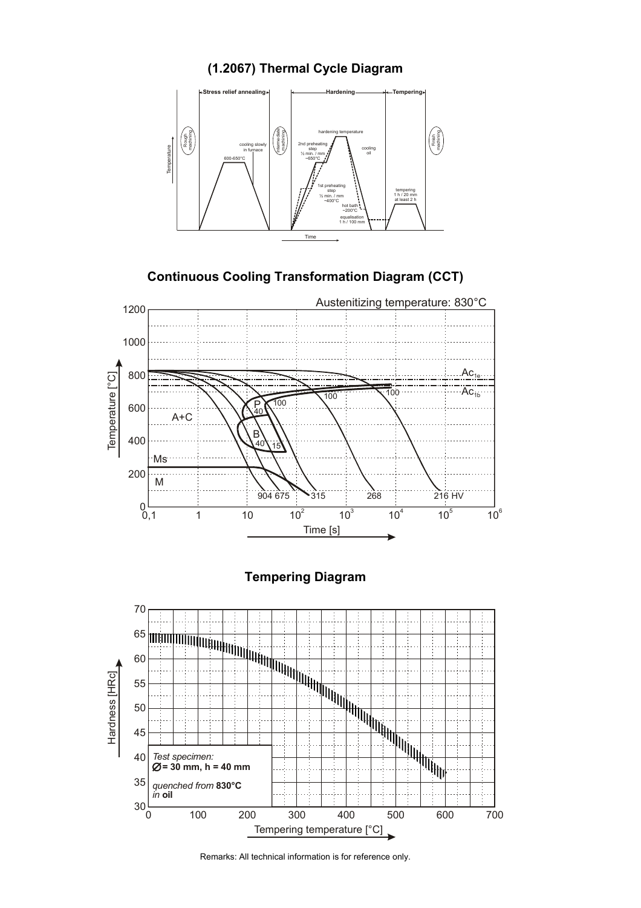## (1.2067) Thermal Cycle Diagram

Stress relief annealing

Hardening

Tempering

Rough machining

Intermediate machining

Finish machining

Temperature

Time

600-650°C

cooling slowly in furnace

hardening temperature

2nd preheating step ½ min. / mm ~650°C

1st preheating step ½ min. / mm ~400°C

cooling oil

hot bath ~200°C

equalisation 1 h / 100 mm

tempering 1 h / 20 mm at least 2 h

## Continuous Cooling Transformation Diagram (CCT)

Austenitizing temperature: 830°C

Temperature [°C]

1200
1000
800
600
400
200
0

$Ac_{1e}$

$Ac_{1b}$

A+C

P

B

Ms

M

100
100
100
40
40
15

904 675 315 268 216 HV

Time [s]

0,1 1 10 $10^2$ $10^3$ $10^4$ $10^5$ $10^6$

## Tempering Diagram

Hardness [HRc]

70
65
60
55
50
45
40
35
30

*Test specimen:*
**∅ = 30 mm, h = 40 mm**

*quenched from* **830°C**
*in* **oil**

Tempering temperature [°C]

0 100 200 300 400 500 600 700

Remarks: All technical information is for reference only.